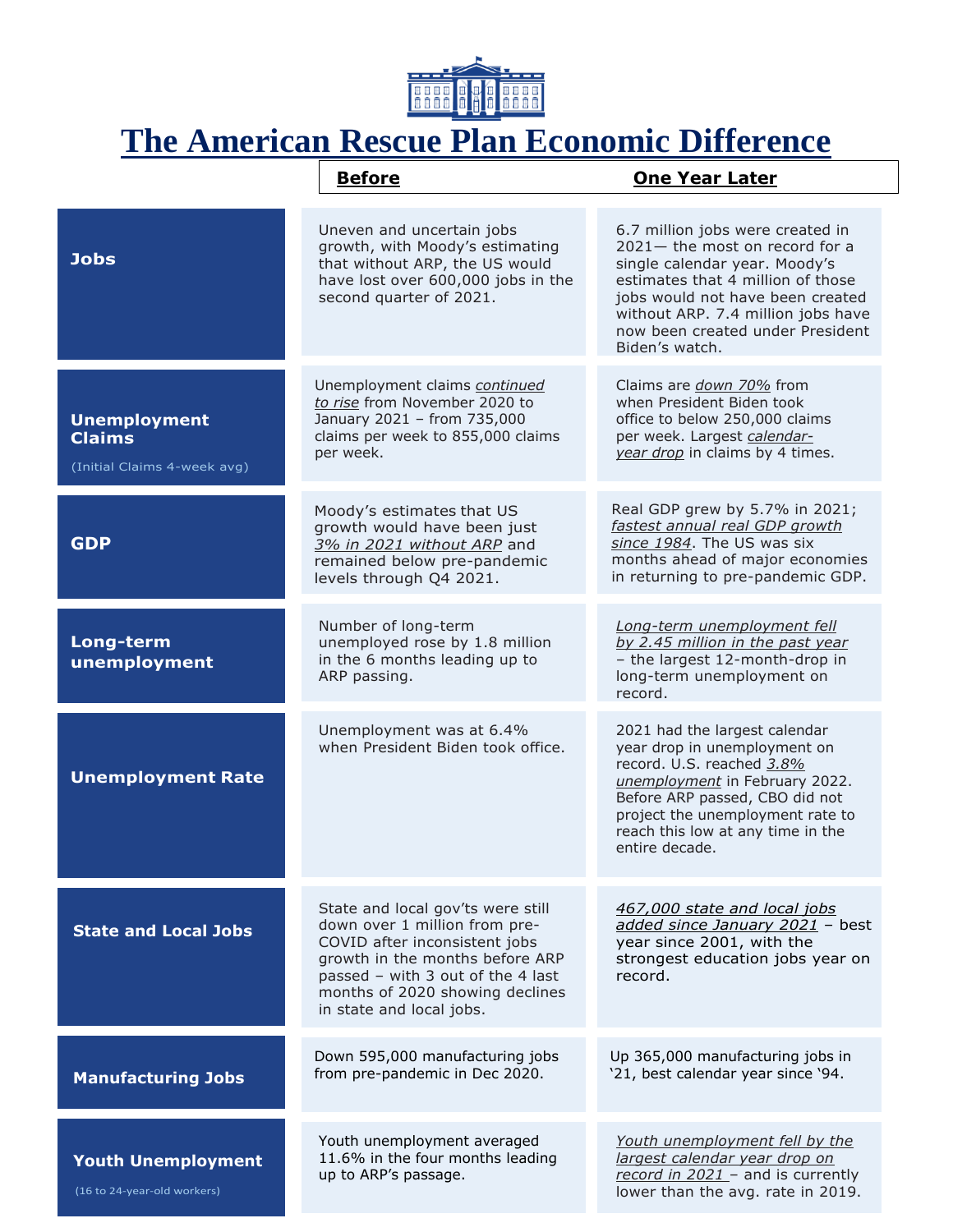# The American Rescue Plan Economic Difference

| | Before | One Year Later |
|---|---|---|
| **Jobs** | Uneven and uncertain jobs growth, with Moody's estimating that without ARP, the US would have lost over 600,000 jobs in the second quarter of 2021. | 6.7 million jobs were created in 2021— the most on record for a single calendar year. Moody's estimates that 4 million of those jobs would not have been created without ARP. 7.4 million jobs have now been created under President Biden's watch. |
| **Unemployment Claims** (Initial Claims 4-week avg) | Unemployment claims _continued to rise_ from November 2020 to January 2021 – from 735,000 claims per week to 855,000 claims per week. | Claims are _down 70%_ from when President Biden took office to below 250,000 claims per week. Largest _calendar-year drop_ in claims by 4 times. |
| **GDP** | Moody's estimates that US growth would have been just _3% in 2021 without ARP_ and remained below pre-pandemic levels through Q4 2021. | Real GDP grew by 5.7% in 2021; _fastest annual real GDP growth since 1984_. The US was six months ahead of major economies in returning to pre-pandemic GDP. |
| **Long-term unemployment** | Number of long-term unemployed rose by 1.8 million in the 6 months leading up to ARP passing. | _Long-term unemployment fell by 2.45 million in the past year_ – the largest 12-month-drop in long-term unemployment on record. |
| **Unemployment Rate** | Unemployment was at 6.4% when President Biden took office. | 2021 had the largest calendar year drop in unemployment on record. U.S. reached _3.8% unemployment_ in February 2022. Before ARP passed, CBO did not project the unemployment rate to reach this low at any time in the entire decade. |
| **State and Local Jobs** | State and local gov'ts were still down over 1 million from pre-COVID after inconsistent jobs growth in the months before ARP passed – with 3 out of the 4 last months of 2020 showing declines in state and local jobs. | _467,000 state and local jobs added since January 2021_ – best year since 2001, with the strongest education jobs year on record. |
| **Manufacturing Jobs** | Down 595,000 manufacturing jobs from pre-pandemic in Dec 2020. | Up 365,000 manufacturing jobs in '21, best calendar year since '94. |
| **Youth Unemployment** (16 to 24-year-old workers) | Youth unemployment averaged 11.6% in the four months leading up to ARP's passage. | _Youth unemployment fell by the largest calendar year drop on record in 2021_ – and is currently lower than the avg. rate in 2019. |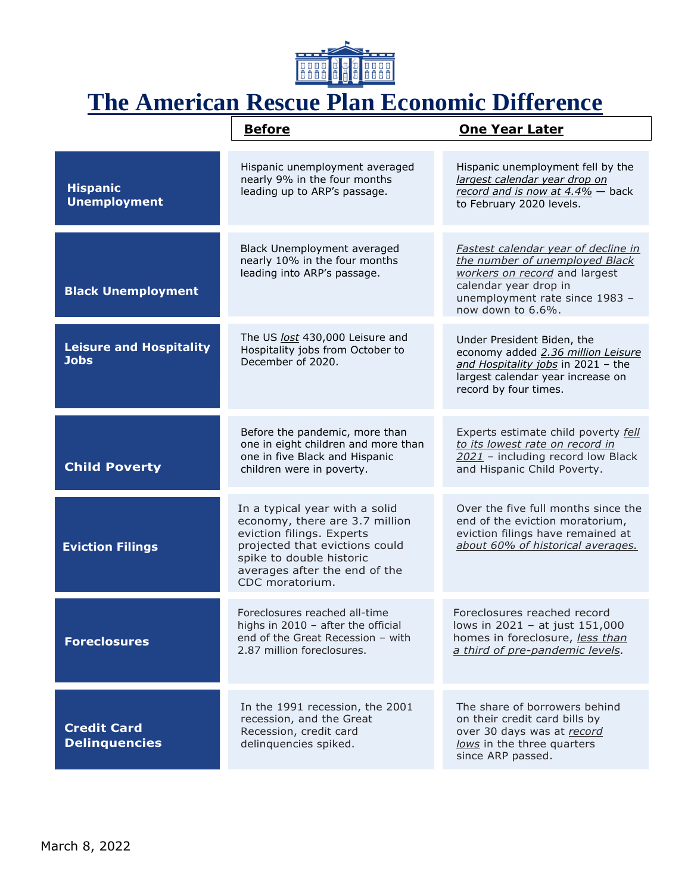# The American Rescue Plan Economic Difference

| | **Before** | **One Year Later** |
|---|---|---|
| **Hispanic Unemployment** | Hispanic unemployment averaged nearly 9% in the four months leading up to ARP's passage. | Hispanic unemployment fell by the *largest calendar year drop on record and is now at 4.4%* — back to February 2020 levels. |
| **Black Unemployment** | Black Unemployment averaged nearly 10% in the four months leading into ARP's passage. | *Fastest calendar year of decline in the number of unemployed Black workers on record* and largest calendar year drop in unemployment rate since 1983 – now down to 6.6%. |
| **Leisure and Hospitality Jobs** | The US *lost* 430,000 Leisure and Hospitality jobs from October to December of 2020. | Under President Biden, the economy added *2.36 million Leisure and Hospitality jobs* in 2021 – the largest calendar year increase on record by four times. |
| **Child Poverty** | Before the pandemic, more than one in eight children and more than one in five Black and Hispanic children were in poverty. | Experts estimate child poverty *fell to its lowest rate on record in 2021* – including record low Black and Hispanic Child Poverty. |
| **Eviction Filings** | In a typical year with a solid economy, there are 3.7 million eviction filings. Experts projected that evictions could spike to double historic averages after the end of the CDC moratorium. | Over the five full months since the end of the eviction moratorium, eviction filings have remained at *about 60% of historical averages.* |
| **Foreclosures** | Foreclosures reached all-time highs in 2010 – after the official end of the Great Recession – with 2.87 million foreclosures. | Foreclosures reached record lows in 2021 – at just 151,000 homes in foreclosure, *less than a third of pre-pandemic levels*. |
| **Credit Card Delinquencies** | In the 1991 recession, the 2001 recession, and the Great Recession, credit card delinquencies spiked. | The share of borrowers behind on their credit card bills by over 30 days was at *record lows* in the three quarters since ARP passed. |

March 8, 2022